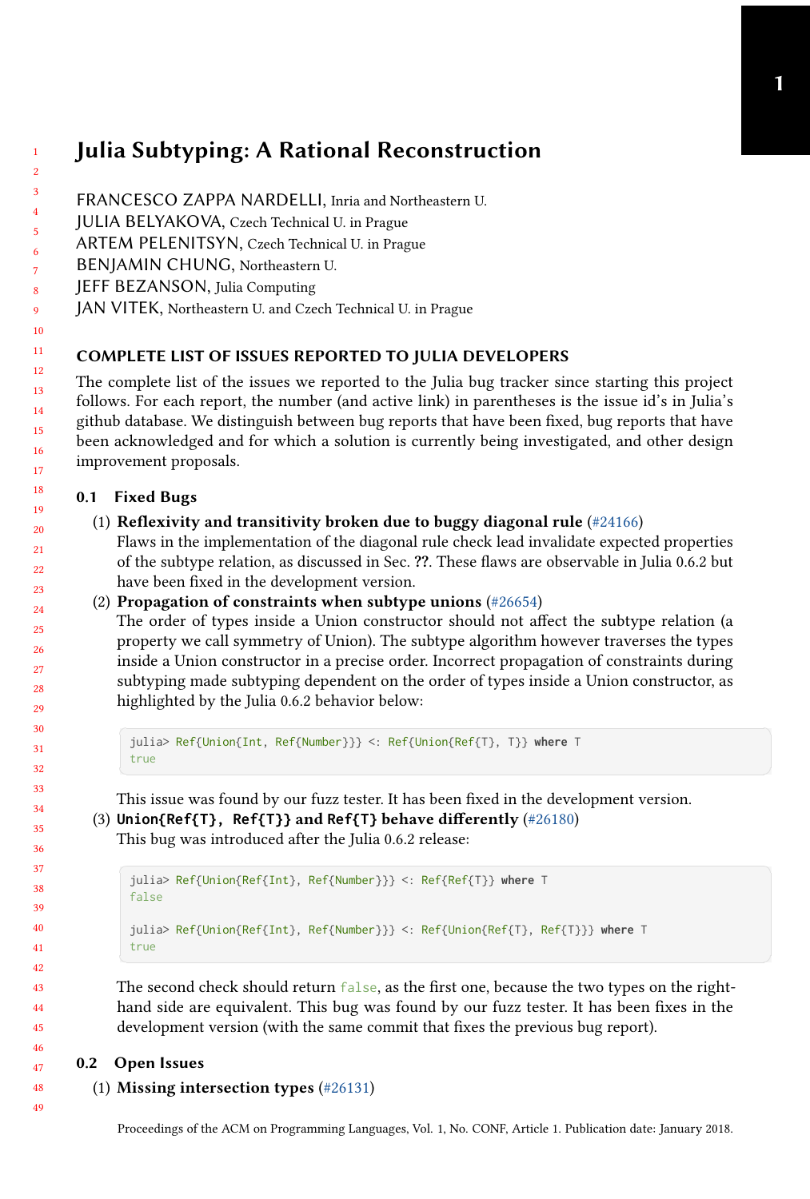# Julia Subtyping: A Rational Reconstruction

FRANCESCO ZAPPA NARDELLI, Inria and Northeastern U.
JULIA BELYAKOVA, Czech Technical U. in Prague
ARTEM PELENITSYN, Czech Technical U. in Prague
BENJAMIN CHUNG, Northeastern U.
JEFF BEZANSON, Julia Computing
JAN VITEK, Northeastern U. and Czech Technical U. in Prague

## COMPLETE LIST OF ISSUES REPORTED TO JULIA DEVELOPERS

The complete list of the issues we reported to the Julia bug tracker since starting this project follows. For each report, the number (and active link) in parentheses is the issue id's in Julia's github database. We distinguish between bug reports that have been fixed, bug reports that have been acknowledged and for which a solution is currently being investigated, and other design improvement proposals.

### 0.1 Fixed Bugs

(1) **Reflexivity and transitivity broken due to buggy diagonal rule** (#24166)
Flaws in the implementation of the diagonal rule check lead invalidate expected properties of the subtype relation, as discussed in Sec. ??. These flaws are observable in Julia 0.6.2 but have been fixed in the development version.

(2) **Propagation of constraints when subtype unions** (#26654)
The order of types inside a Union constructor should not affect the subtype relation (a property we call symmetry of Union). The subtype algorithm however traverses the types inside a Union constructor in a precise order. Incorrect propagation of constraints during subtyping made subtyping dependent on the order of types inside a Union constructor, as highlighted by the Julia 0.6.2 behavior below:

```
julia> Ref{Union{Int, Ref{Number}}} <: Ref{Union{Ref{T}, T}} where T
true
```

This issue was found by our fuzz tester. It has been fixed in the development version.

(3) **`Union{Ref{T}, Ref{T}}` and `Ref{T}` behave differently** (#26180)
This bug was introduced after the Julia 0.6.2 release:

```
julia> Ref{Union{Ref{Int}, Ref{Number}}} <: Ref{Ref{T}} where T
false

julia> Ref{Union{Ref{Int}, Ref{Number}}} <: Ref{Union{Ref{T}, Ref{T}}} where T
true
```

The second check should return `false`, as the first one, because the two types on the right-hand side are equivalent. This bug was found by our fuzz tester. It has been fixes in the development version (with the same commit that fixes the previous bug report).

### 0.2 Open Issues

(1) **Missing intersection types** (#26131)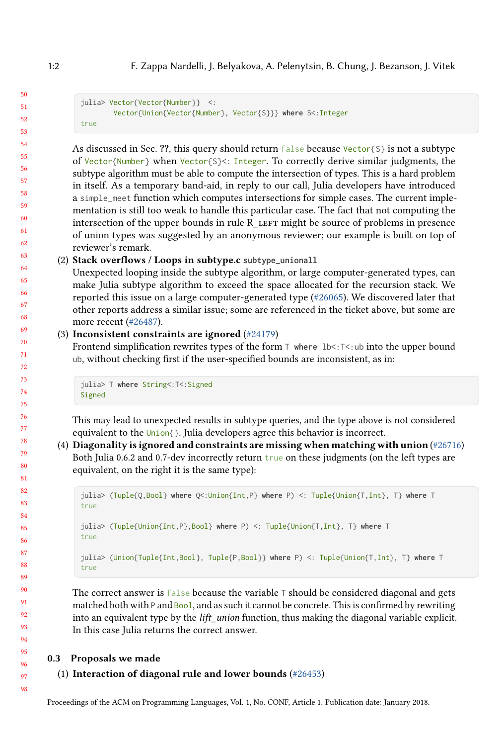```
julia> Vector{Vector{Number}}  <:
       Vector{Union{Vector{Number}, Vector{S}}} where S<:Integer
true
```

As discussed in Sec. ??, this query should return `false` because `Vector{S}` is not a subtype of `Vector{Number}` when `Vector{S}<: Integer`. To correctly derive similar judgments, the subtype algorithm must be able to compute the intersection of types. This is a hard problem in itself. As a temporary band-aid, in reply to our call, Julia developers have introduced a `simple_meet` function which computes intersections for simple cases. The current implementation is still too weak to handle this particular case. The fact that not computing the intersection of the upper bounds in rule R_LEFT might be source of problems in presence of union types was suggested by an anonymous reviewer; our example is built on top of reviewer's remark.

(2) **Stack overflows / Loops in subtype.c `subtype_unionall`**
Unexpected looping inside the subtype algorithm, or large computer-generated types, can make Julia subtype algorithm to exceed the space allocated for the recursion stack. We reported this issue on a large computer-generated type (#26065). We discovered later that other reports address a similar issue; some are referenced in the ticket above, but some are more recent (#26487).

(3) **Inconsistent constraints are ignored** (#24179)
Frontend simplification rewrites types of the form `T where lb<:T<:ub` into the upper bound `ub`, without checking first if the user-specified bounds are inconsistent, as in:

```
julia> T where String<:T<:Signed
Signed
```

This may lead to unexpected results in subtype queries, and the type above is not considered equivalent to the `Union{}`. Julia developers agree this behavior is incorrect.

(4) **Diagonality is ignored and constraints are missing when matching with union** (#26716)
Both Julia 0.6.2 and 0.7-dev incorrectly return `true` on these judgments (on the left types are equivalent, on the right it is the same type):

```
julia> (Tuple{Q,Bool} where Q<:Union{Int,P} where P) <: Tuple{Union{T,Int}, T} where T
true

julia> (Tuple{Union{Int,P},Bool} where P) <: Tuple{Union{T,Int}, T} where T
true

julia> (Union{Tuple{Int,Bool}, Tuple{P,Bool}} where P) <: Tuple{Union{T,Int}, T} where T
true
```

The correct answer is `false` because the variable `T` should be considered diagonal and gets matched both with `P` and `Bool`, and as such it cannot be concrete. This is confirmed by rewriting into an equivalent type by the *lift_union* function, thus making the diagonal variable explicit. In this case Julia returns the correct answer.

## 0.3 Proposals we made

(1) **Interaction of diagonal rule and lower bounds** (#26453)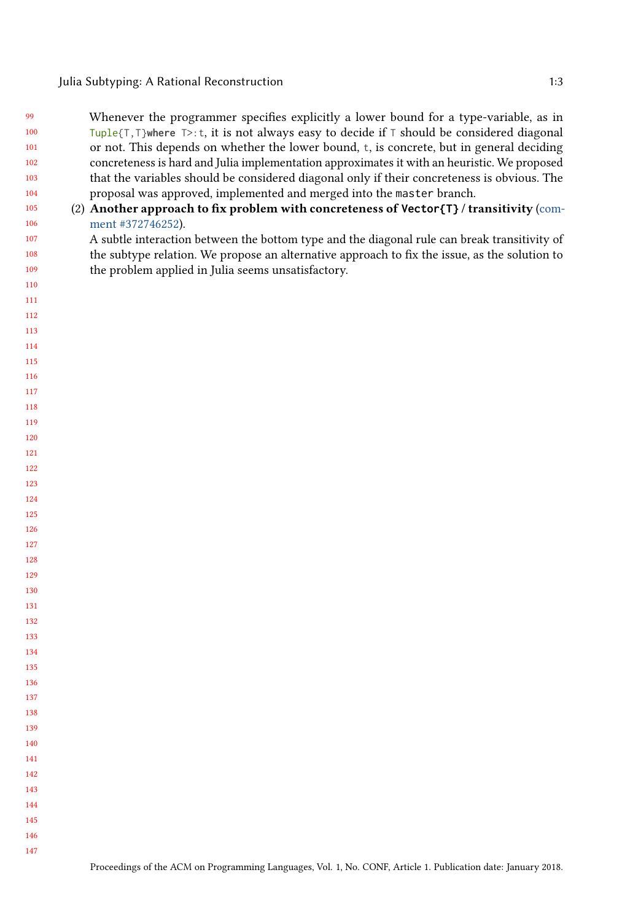Whenever the programmer specifies explicitly a lower bound for a type-variable, as in `Tuple{T,T}where T>:t`, it is not always easy to decide if `T` should be considered diagonal or not. This depends on whether the lower bound, `t`, is concrete, but in general deciding concreteness is hard and Julia implementation approximates it with an heuristic. We proposed that the variables should be considered diagonal only if their concreteness is obvious. The proposal was approved, implemented and merged into the `master` branch.

(2) **Another approach to fix problem with concreteness of `Vector{T}` / transitivity** (comment #372746252).
A subtle interaction between the bottom type and the diagonal rule can break transitivity of the subtype relation. We propose an alternative approach to fix the issue, as the solution to the problem applied in Julia seems unsatisfactory.